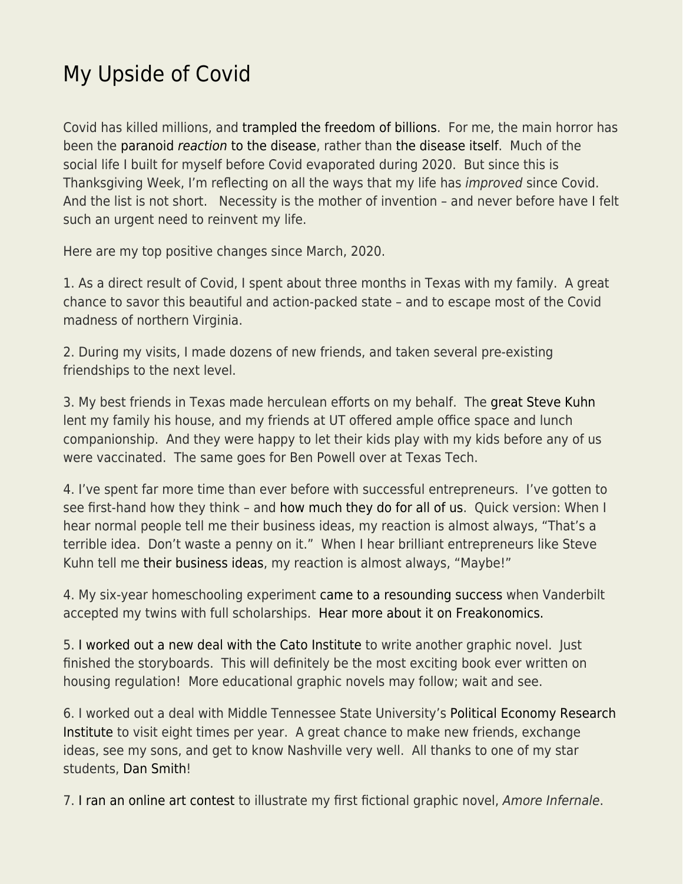# My Upside of Covid

Covid has killed millions, and trampled the freedom of billions. For me, the main horror has been the paranoid *reaction* to the disease, rather than the disease itself. Much of the social life I built for myself before Covid evaporated during 2020. But since this is Thanksgiving Week, I'm reflecting on all the ways that my life has *improved* since Covid. And the list is not short. Necessity is the mother of invention – and never before have I felt such an urgent need to reinvent my life.

Here are my top positive changes since March, 2020.

1. As a direct result of Covid, I spent about three months in Texas with my family. A great chance to savor this beautiful and action-packed state – and to escape most of the Covid madness of northern Virginia.

2. During my visits, I made dozens of new friends, and taken several pre-existing friendships to the next level.

3. My best friends in Texas made herculean efforts on my behalf. The great Steve Kuhn lent my family his house, and my friends at UT offered ample office space and lunch companionship. And they were happy to let their kids play with my kids before any of us were vaccinated. The same goes for Ben Powell over at Texas Tech.

4. I've spent far more time than ever before with successful entrepreneurs. I've gotten to see first-hand how they think – and how much they do for all of us. Quick version: When I hear normal people tell me their business ideas, my reaction is almost always, "That's a terrible idea. Don't waste a penny on it." When I hear brilliant entrepreneurs like Steve Kuhn tell me their business ideas, my reaction is almost always, "Maybe!"

4. My six-year homeschooling experiment came to a resounding success when Vanderbilt accepted my twins with full scholarships. Hear more about it on Freakonomics.

5. I worked out a new deal with the Cato Institute to write another graphic novel. Just finished the storyboards. This will definitely be the most exciting book ever written on housing regulation! More educational graphic novels may follow; wait and see.

6. I worked out a deal with Middle Tennessee State University's Political Economy Research Institute to visit eight times per year. A great chance to make new friends, exchange ideas, see my sons, and get to know Nashville very well. All thanks to one of my star students, Dan Smith!

7. I ran an online art contest to illustrate my first fictional graphic novel, *Amore Infernale*.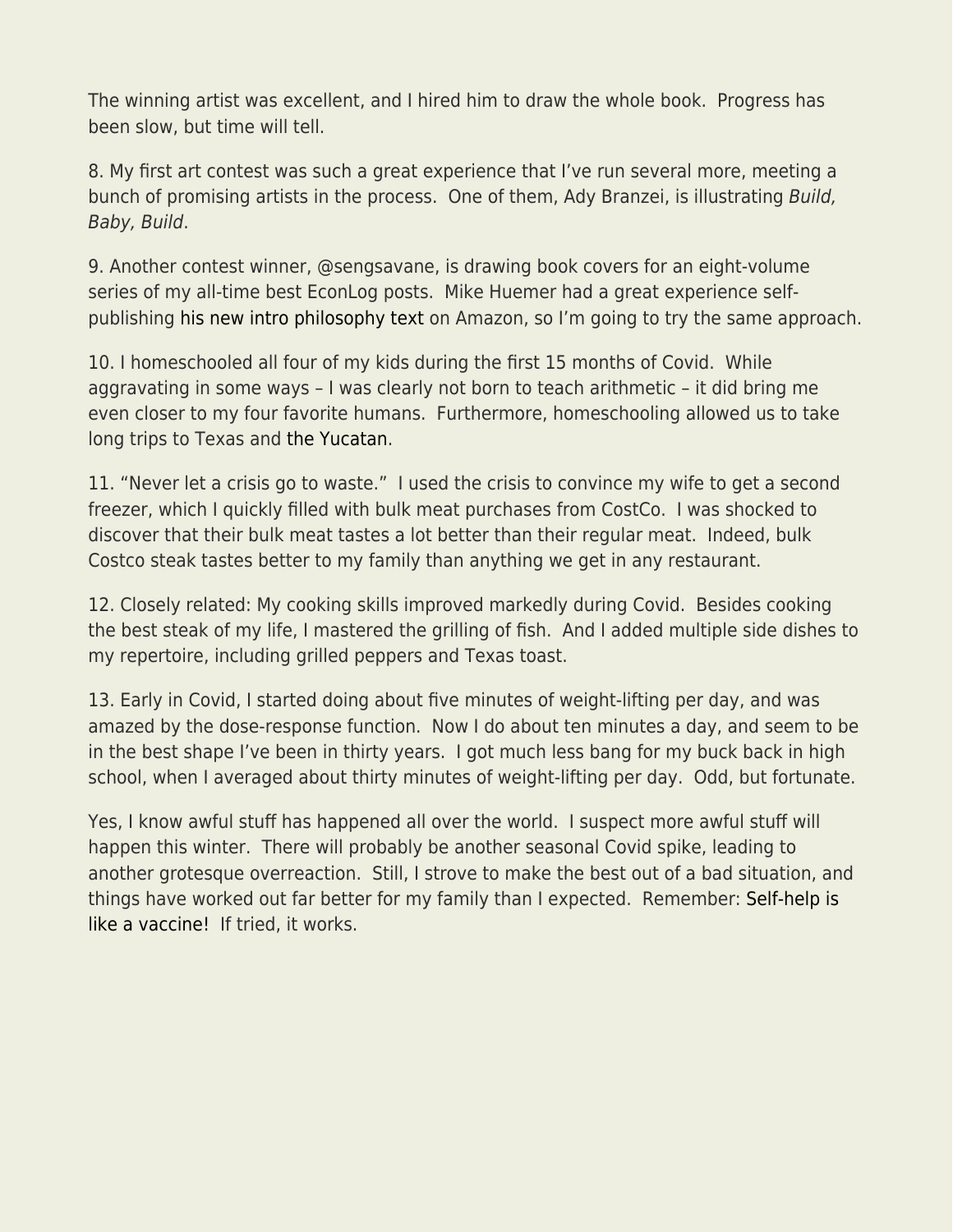The winning artist was excellent, and I hired him to draw the whole book. Progress has been slow, but time will tell.

8. My first art contest was such a great experience that I've run several more, meeting a bunch of promising artists in the process. One of them, Ady Branzei, is illustrating *Build, Baby, Build*.

9. Another contest winner, @sengsavane, is drawing book covers for an eight-volume series of my all-time best EconLog posts. Mike Huemer had a great experience self-publishing his new intro philosophy text on Amazon, so I'm going to try the same approach.

10. I homeschooled all four of my kids during the first 15 months of Covid. While aggravating in some ways – I was clearly not born to teach arithmetic – it did bring me even closer to my four favorite humans. Furthermore, homeschooling allowed us to take long trips to Texas and the Yucatan.

11. "Never let a crisis go to waste." I used the crisis to convince my wife to get a second freezer, which I quickly filled with bulk meat purchases from CostCo. I was shocked to discover that their bulk meat tastes a lot better than their regular meat. Indeed, bulk Costco steak tastes better to my family than anything we get in any restaurant.

12. Closely related: My cooking skills improved markedly during Covid. Besides cooking the best steak of my life, I mastered the grilling of fish. And I added multiple side dishes to my repertoire, including grilled peppers and Texas toast.

13. Early in Covid, I started doing about five minutes of weight-lifting per day, and was amazed by the dose-response function. Now I do about ten minutes a day, and seem to be in the best shape I've been in thirty years. I got much less bang for my buck back in high school, when I averaged about thirty minutes of weight-lifting per day. Odd, but fortunate.

Yes, I know awful stuff has happened all over the world. I suspect more awful stuff will happen this winter. There will probably be another seasonal Covid spike, leading to another grotesque overreaction. Still, I strove to make the best out of a bad situation, and things have worked out far better for my family than I expected. Remember: Self-help is like a vaccine! If tried, it works.